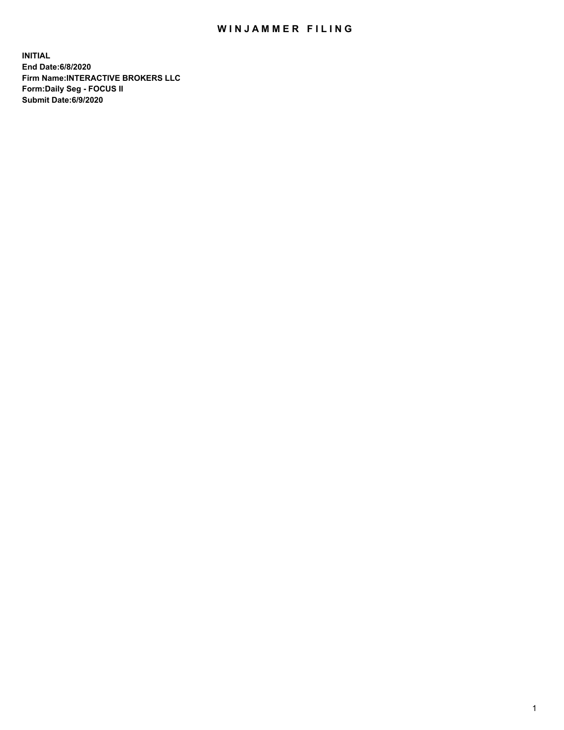# WINJAMMER FILING

**INITIAL**
**End Date:6/8/2020**
**Firm Name:INTERACTIVE BROKERS LLC**
**Form:Daily Seg - FOCUS II**
**Submit Date:6/9/2020**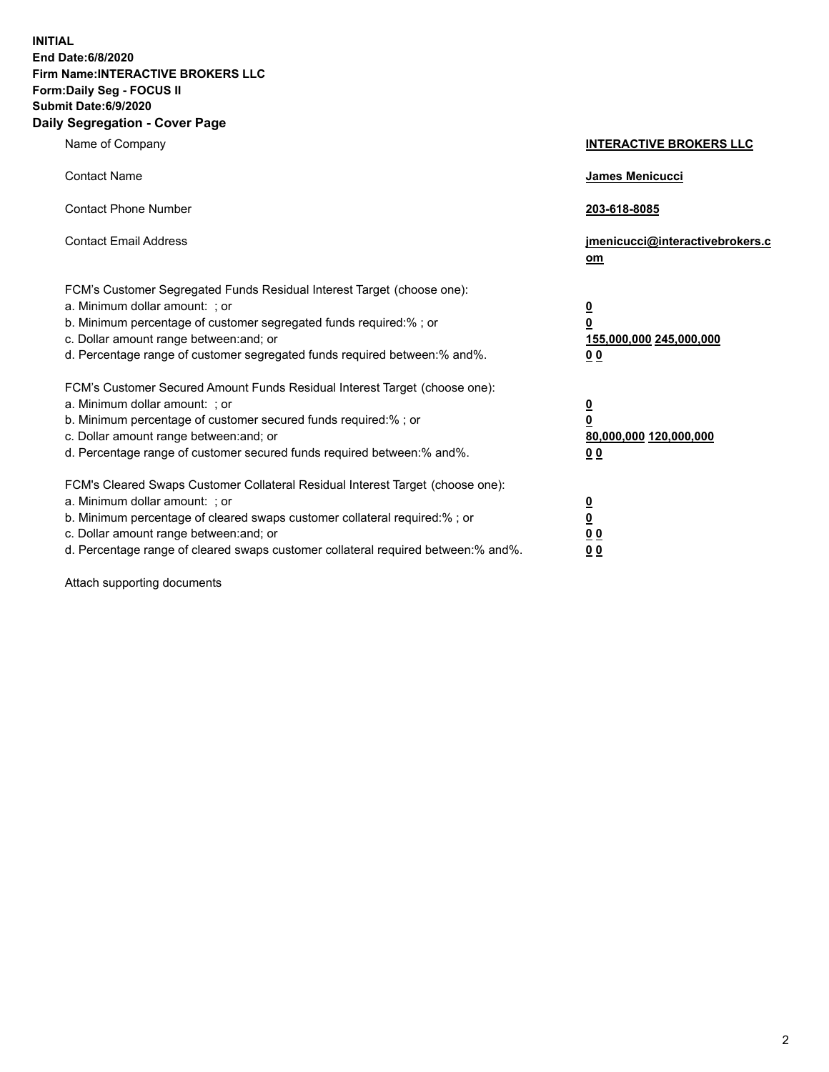**INITIAL**
**End Date:6/8/2020**
**Firm Name:INTERACTIVE BROKERS LLC**
**Form:Daily Seg - FOCUS II**
**Submit Date:6/9/2020**

## Daily Segregation - Cover Page

| | |
|---|---|
| Name of Company | **INTERACTIVE BROKERS LLC** |
| Contact Name | **James Menicucci** |
| Contact Phone Number | **203-618-8085** |
| Contact Email Address | **jmenicucci@interactivebrokers.com** |
| FCM's Customer Segregated Funds Residual Interest Target (choose one): | |
| a. Minimum dollar amount: ; or | **0** |
| b. Minimum percentage of customer segregated funds required:% ; or | **0** |
| c. Dollar amount range between:and; or | **155,000,000** **245,000,000** |
| d. Percentage range of customer segregated funds required between:% and%. | **0** **0** |
| FCM's Customer Secured Amount Funds Residual Interest Target (choose one): | |
| a. Minimum dollar amount: ; or | **0** |
| b. Minimum percentage of customer secured funds required:% ; or | **0** |
| c. Dollar amount range between:and; or | **80,000,000** **120,000,000** |
| d. Percentage range of customer secured funds required between:% and%. | **0** **0** |
| FCM's Cleared Swaps Customer Collateral Residual Interest Target (choose one): | |
| a. Minimum dollar amount: ; or | **0** |
| b. Minimum percentage of cleared swaps customer collateral required:% ; or | **0** |
| c. Dollar amount range between:and; or | **0** **0** |
| d. Percentage range of cleared swaps customer collateral required between:% and%. | **0** **0** |

Attach supporting documents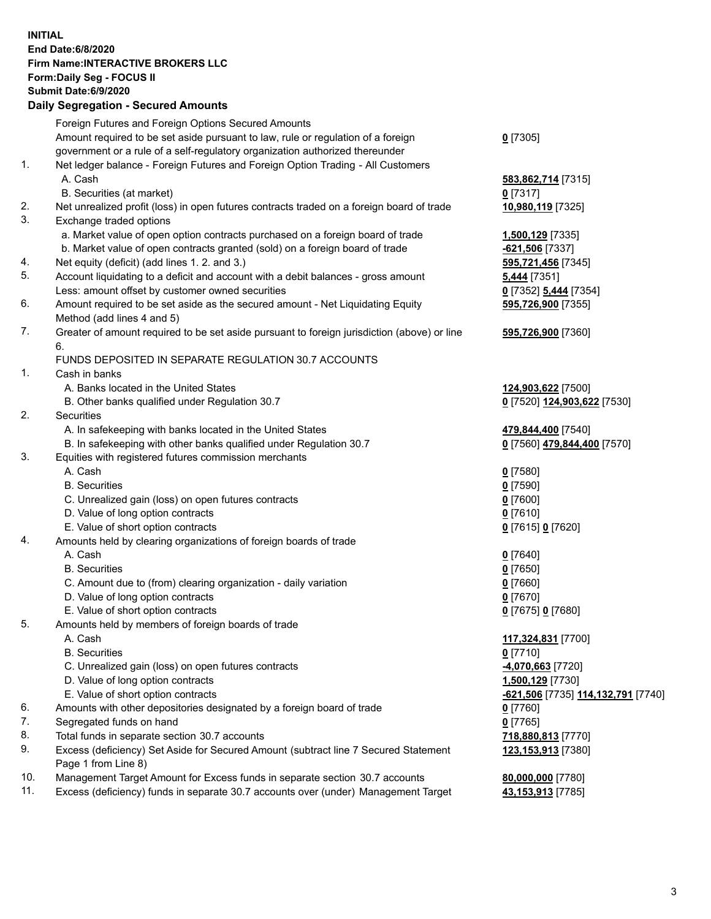**INITIAL**
**End Date:6/8/2020**
**Firm Name:INTERACTIVE BROKERS LLC**
**Form:Daily Seg - FOCUS II**
**Submit Date:6/9/2020**

### Daily Segregation - Secured Amounts

| | | |
|---|---|---|
| | Foreign Futures and Foreign Options Secured Amounts | |
| | Amount required to be set aside pursuant to law, rule or regulation of a foreign government or a rule of a self-regulatory organization authorized thereunder | **0** [7305] |
| 1. | Net ledger balance - Foreign Futures and Foreign Option Trading - All Customers | |
| | A. Cash | **583,862,714** [7315] |
| | B. Securities (at market) | **0** [7317] |
| 2. | Net unrealized profit (loss) in open futures contracts traded on a foreign board of trade | **10,980,119** [7325] |
| 3. | Exchange traded options | |
| | a. Market value of open option contracts purchased on a foreign board of trade | **1,500,129** [7335] |
| | b. Market value of open contracts granted (sold) on a foreign board of trade | **-621,506** [7337] |
| 4. | Net equity (deficit) (add lines 1. 2. and 3.) | **595,721,456** [7345] |
| 5. | Account liquidating to a deficit and account with a debit balances - gross amount | **5,444** [7351] |
| | Less: amount offset by customer owned securities | **0** [7352] **5,444** [7354] |
| 6. | Amount required to be set aside as the secured amount - Net Liquidating Equity Method (add lines 4 and 5) | **595,726,900** [7355] |
| 7. | Greater of amount required to be set aside pursuant to foreign jurisdiction (above) or line 6. | **595,726,900** [7360] |
| | FUNDS DEPOSITED IN SEPARATE REGULATION 30.7 ACCOUNTS | |
| 1. | Cash in banks | |
| | A. Banks located in the United States | **124,903,622** [7500] |
| | B. Other banks qualified under Regulation 30.7 | **0** [7520] **124,903,622** [7530] |
| 2. | Securities | |
| | A. In safekeeping with banks located in the United States | **479,844,400** [7540] |
| | B. In safekeeping with other banks qualified under Regulation 30.7 | **0** [7560] **479,844,400** [7570] |
| 3. | Equities with registered futures commission merchants | |
| | A. Cash | **0** [7580] |
| | B. Securities | **0** [7590] |
| | C. Unrealized gain (loss) on open futures contracts | **0** [7600] |
| | D. Value of long option contracts | **0** [7610] |
| | E. Value of short option contracts | **0** [7615] **0** [7620] |
| 4. | Amounts held by clearing organizations of foreign boards of trade | |
| | A. Cash | **0** [7640] |
| | B. Securities | **0** [7650] |
| | C. Amount due to (from) clearing organization - daily variation | **0** [7660] |
| | D. Value of long option contracts | **0** [7670] |
| | E. Value of short option contracts | **0** [7675] **0** [7680] |
| 5. | Amounts held by members of foreign boards of trade | |
| | A. Cash | **117,324,831** [7700] |
| | B. Securities | **0** [7710] |
| | C. Unrealized gain (loss) on open futures contracts | **-4,070,663** [7720] |
| | D. Value of long option contracts | **1,500,129** [7730] |
| | E. Value of short option contracts | **-621,506** [7735] **114,132,791** [7740] |
| 6. | Amounts with other depositories designated by a foreign board of trade | **0** [7760] |
| 7. | Segregated funds on hand | **0** [7765] |
| 8. | Total funds in separate section 30.7 accounts | **718,880,813** [7770] |
| 9. | Excess (deficiency) Set Aside for Secured Amount (subtract line 7 Secured Statement Page 1 from Line 8) | **123,153,913** [7380] |
| 10. | Management Target Amount for Excess funds in separate section 30.7 accounts | **80,000,000** [7780] |
| 11. | Excess (deficiency) funds in separate 30.7 accounts over (under) Management Target | **43,153,913** [7785] |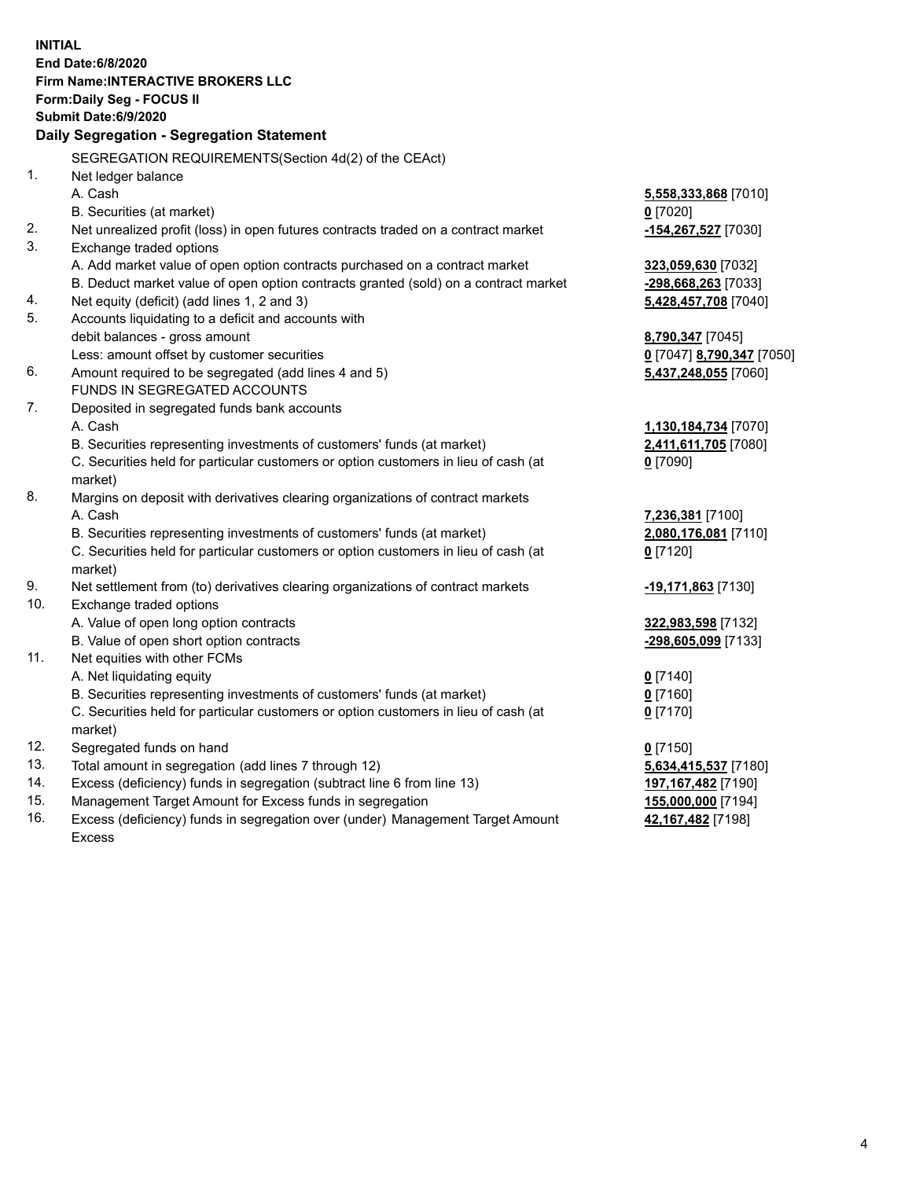**INITIAL**
**End Date:6/8/2020**
**Firm Name:INTERACTIVE BROKERS LLC**
**Form:Daily Seg - FOCUS II**
**Submit Date:6/9/2020**

### Daily Segregation - Segregation Statement

SEGREGATION REQUIREMENTS(Section 4d(2) of the CEAct)

| | | |
|---|---|---|
| 1. | Net ledger balance | |
| | A. Cash | **5,558,333,868** [7010] |
| | B. Securities (at market) | **0** [7020] |
| 2. | Net unrealized profit (loss) in open futures contracts traded on a contract market | **-154,267,527** [7030] |
| 3. | Exchange traded options | |
| | A. Add market value of open option contracts purchased on a contract market | **323,059,630** [7032] |
| | B. Deduct market value of open option contracts granted (sold) on a contract market | **-298,668,263** [7033] |
| 4. | Net equity (deficit) (add lines 1, 2 and 3) | **5,428,457,708** [7040] |
| 5. | Accounts liquidating to a deficit and accounts with | |
| | debit balances - gross amount | **8,790,347** [7045] |
| | Less: amount offset by customer securities | **0** [7047] **8,790,347** [7050] |
| 6. | Amount required to be segregated (add lines 4 and 5) | **5,437,248,055** [7060] |
| | FUNDS IN SEGREGATED ACCOUNTS | |
| 7. | Deposited in segregated funds bank accounts | |
| | A. Cash | **1,130,184,734** [7070] |
| | B. Securities representing investments of customers' funds (at market) | **2,411,611,705** [7080] |
| | C. Securities held for particular customers or option customers in lieu of cash (at market) | **0** [7090] |
| 8. | Margins on deposit with derivatives clearing organizations of contract markets | |
| | A. Cash | **7,236,381** [7100] |
| | B. Securities representing investments of customers' funds (at market) | **2,080,176,081** [7110] |
| | C. Securities held for particular customers or option customers in lieu of cash (at market) | **0** [7120] |
| 9. | Net settlement from (to) derivatives clearing organizations of contract markets | **-19,171,863** [7130] |
| 10. | Exchange traded options | |
| | A. Value of open long option contracts | **322,983,598** [7132] |
| | B. Value of open short option contracts | **-298,605,099** [7133] |
| 11. | Net equities with other FCMs | |
| | A. Net liquidating equity | **0** [7140] |
| | B. Securities representing investments of customers' funds (at market) | **0** [7160] |
| | C. Securities held for particular customers or option customers in lieu of cash (at market) | **0** [7170] |
| 12. | Segregated funds on hand | **0** [7150] |
| 13. | Total amount in segregation (add lines 7 through 12) | **5,634,415,537** [7180] |
| 14. | Excess (deficiency) funds in segregation (subtract line 6 from line 13) | **197,167,482** [7190] |
| 15. | Management Target Amount for Excess funds in segregation | **155,000,000** [7194] |
| 16. | Excess (deficiency) funds in segregation over (under) Management Target Amount Excess | **42,167,482** [7198] |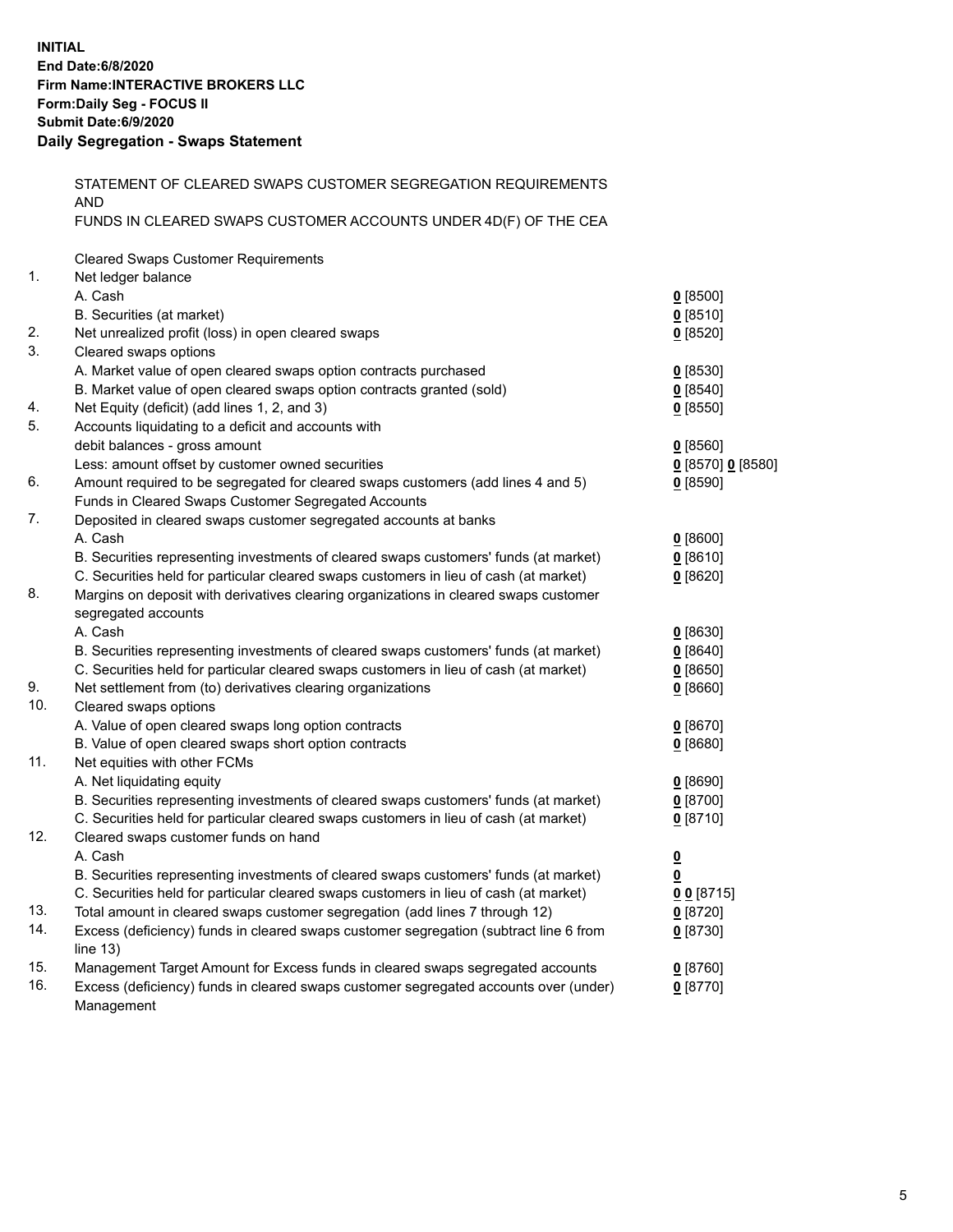**INITIAL**
**End Date:6/8/2020**
**Firm Name:INTERACTIVE BROKERS LLC**
**Form:Daily Seg - FOCUS II**
**Submit Date:6/9/2020**
**Daily Segregation - Swaps Statement**

STATEMENT OF CLEARED SWAPS CUSTOMER SEGREGATION REQUIREMENTS AND FUNDS IN CLEARED SWAPS CUSTOMER ACCOUNTS UNDER 4D(F) OF THE CEA

| | | |
|---|---|---|
| | Cleared Swaps Customer Requirements | |
| 1. | Net ledger balance | |
| | A. Cash | 0 [8500] |
| | B. Securities (at market) | 0 [8510] |
| 2. | Net unrealized profit (loss) in open cleared swaps | 0 [8520] |
| 3. | Cleared swaps options | |
| | A. Market value of open cleared swaps option contracts purchased | 0 [8530] |
| | B. Market value of open cleared swaps option contracts granted (sold) | 0 [8540] |
| 4. | Net Equity (deficit) (add lines 1, 2, and 3) | 0 [8550] |
| 5. | Accounts liquidating to a deficit and accounts with debit balances - gross amount | 0 [8560] |
| | Less: amount offset by customer owned securities | 0 [8570] 0 [8580] |
| 6. | Amount required to be segregated for cleared swaps customers (add lines 4 and 5) | 0 [8590] |
| | Funds in Cleared Swaps Customer Segregated Accounts | |
| 7. | Deposited in cleared swaps customer segregated accounts at banks | |
| | A. Cash | 0 [8600] |
| | B. Securities representing investments of cleared swaps customers' funds (at market) | 0 [8610] |
| | C. Securities held for particular cleared swaps customers in lieu of cash (at market) | 0 [8620] |
| 8. | Margins on deposit with derivatives clearing organizations in cleared swaps customer segregated accounts | |
| | A. Cash | 0 [8630] |
| | B. Securities representing investments of cleared swaps customers' funds (at market) | 0 [8640] |
| | C. Securities held for particular cleared swaps customers in lieu of cash (at market) | 0 [8650] |
| 9. | Net settlement from (to) derivatives clearing organizations | 0 [8660] |
| 10. | Cleared swaps options | |
| | A. Value of open cleared swaps long option contracts | 0 [8670] |
| | B. Value of open cleared swaps short option contracts | 0 [8680] |
| 11. | Net equities with other FCMs | |
| | A. Net liquidating equity | 0 [8690] |
| | B. Securities representing investments of cleared swaps customers' funds (at market) | 0 [8700] |
| | C. Securities held for particular cleared swaps customers in lieu of cash (at market) | 0 [8710] |
| 12. | Cleared swaps customer funds on hand | |
| | A. Cash | 0 |
| | B. Securities representing investments of cleared swaps customers' funds (at market) | 0 |
| | C. Securities held for particular cleared swaps customers in lieu of cash (at market) | 0 0 [8715] |
| 13. | Total amount in cleared swaps customer segregation (add lines 7 through 12) | 0 [8720] |
| 14. | Excess (deficiency) funds in cleared swaps customer segregation (subtract line 6 from line 13) | 0 [8730] |
| 15. | Management Target Amount for Excess funds in cleared swaps segregated accounts | 0 [8760] |
| 16. | Excess (deficiency) funds in cleared swaps customer segregated accounts over (under) Management | 0 [8770] |